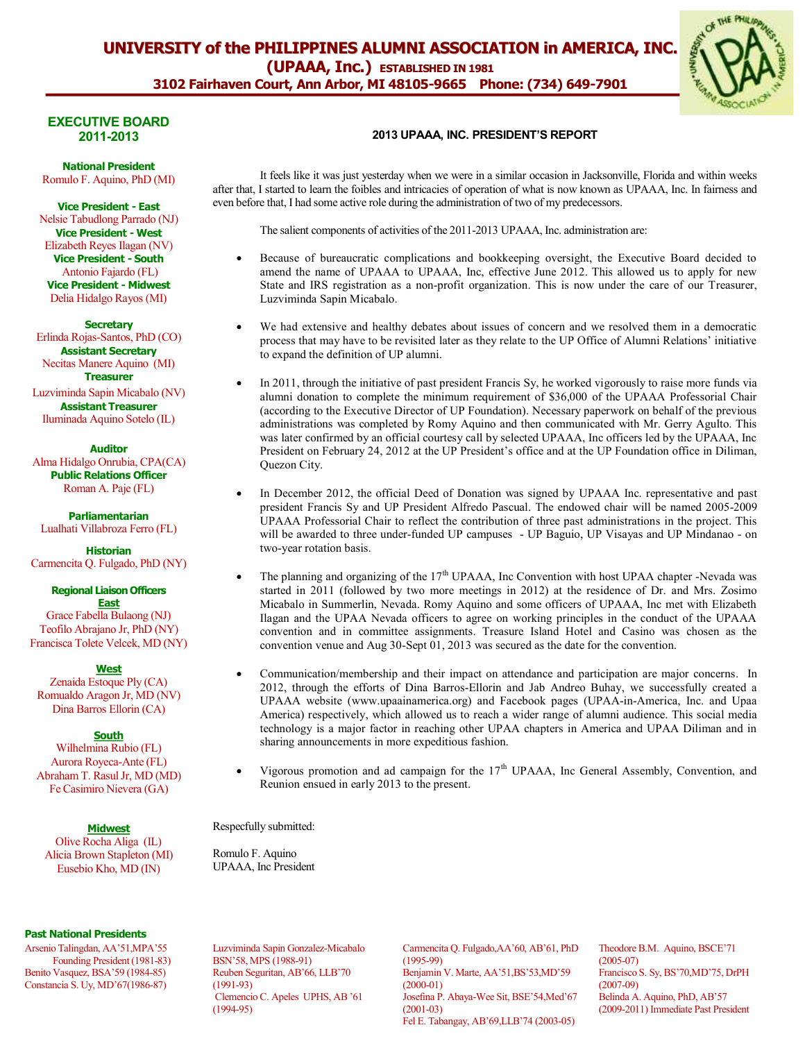# UNIVERSITY of the PHILIPPINES ALUMNI ASSOCIATION in AMERICA, INC.

**(UPAAA, Inc.)** ESTABLISHED IN 1981

**3102 Fairhaven Court, Ann Arbor, MI 48105-9665 Phone: (734) 649-7901**

## EXECUTIVE BOARD 2011-2013

**National President**
Romulo F. Aquino, PhD (MI)

**Vice President - East**
Nelsie Tabudlong Parrado (NJ)

**Vice President - West**
Elizabeth Reyes Ilagan (NV)

**Vice President - South**
Antonio Fajardo (FL)

**Vice President - Midwest**
Delia Hidalgo Rayos (MI)

**Secretary**
Erlinda Rojas-Santos, PhD (CO)

**Assistant Secretary**
Necitas Manere Aquino (MI)

**Treasurer**
Luzviminda Sapin Micabalo (NV)

**Assistant Treasurer**
Iluminada Aquino Sotelo (IL)

**Auditor**
Alma Hidalgo Onrubia, CPA(CA)

**Public Relations Officer**
Roman A. Paje (FL)

**Parliamentarian**
Lualhati Villabroza Ferro (FL)

**Historian**
Carmencita Q. Fulgado, PhD (NY)

**Regional Liaison Officers**

**East**
Grace Fabella Bulaong (NJ)
Teofilo Abrajano Jr, PhD (NY)
Francisca Tolete Velcek, MD (NY)

**West**
Zenaida Estoque Ply (CA)
Romualdo Aragon Jr, MD (NV)
Dina Barros Ellorin (CA)

**South**
Wilhelmina Rubio (FL)
Aurora Royeca-Ante (FL)
Abraham T. Rasul Jr, MD (MD)
Fe Casimiro Nievera (GA)

**Midwest**
Olive Rocha Aliga (IL)
Alicia Brown Stapleton (MI)
Eusebio Kho, MD (IN)

## 2013 UPAAA, INC. PRESIDENT'S REPORT

It feels like it was just yesterday when we were in a similar occasion in Jacksonville, Florida and within weeks after that, I started to learn the foibles and intricacies of operation of what is now known as UPAAA, Inc. In fairness and even before that, I had some active role during the administration of two of my predecessors.

The salient components of activities of the 2011-2013 UPAAA, Inc. administration are:

- Because of bureaucratic complications and bookkeeping oversight, the Executive Board decided to amend the name of UPAAA to UPAAA, Inc, effective June 2012. This allowed us to apply for new State and IRS registration as a non-profit organization. This is now under the care of our Treasurer, Luzviminda Sapin Micabalo.

- We had extensive and healthy debates about issues of concern and we resolved them in a democratic process that may have to be revisited later as they relate to the UP Office of Alumni Relations' initiative to expand the definition of UP alumni.

- In 2011, through the initiative of past president Francis Sy, he worked vigorously to raise more funds via alumni donation to complete the minimum requirement of $36,000 of the UPAAA Professorial Chair (according to the Executive Director of UP Foundation). Necessary paperwork on behalf of the previous administrations was completed by Romy Aquino and then communicated with Mr. Gerry Agulto. This was later confirmed by an official courtesy call by selected UPAAA, Inc officers led by the UPAAA, Inc President on February 24, 2012 at the UP President's office and at the UP Foundation office in Diliman, Quezon City.

- In December 2012, the official Deed of Donation was signed by UPAAA Inc. representative and past president Francis Sy and UP President Alfredo Pascual. The endowed chair will be named 2005-2009 UPAAA Professorial Chair to reflect the contribution of three past administrations in the project. This will be awarded to three under-funded UP campuses - UP Baguio, UP Visayas and UP Mindanao - on two-year rotation basis.

- The planning and organizing of the 17th UPAAA, Inc Convention with host UPAA chapter -Nevada was started in 2011 (followed by two more meetings in 2012) at the residence of Dr. and Mrs. Zosimo Micabalo in Summerlin, Nevada. Romy Aquino and some officers of UPAAA, Inc met with Elizabeth Ilagan and the UPAA Nevada officers to agree on working principles in the conduct of the UPAAA convention and in committee assignments. Treasure Island Hotel and Casino was chosen as the convention venue and Aug 30-Sept 01, 2013 was secured as the date for the convention.

- Communication/membership and their impact on attendance and participation are major concerns. In 2012, through the efforts of Dina Barros-Ellorin and Jab Andreo Buhay, we successfully created a UPAAA website (www.upaainamerica.org) and Facebook pages (UPAA-in-America, Inc. and Upaa America) respectively, which allowed us to reach a wider range of alumni audience. This social media technology is a major factor in reaching other UPAA chapters in America and UPAA Diliman and in sharing announcements in more expeditious fashion.

- Vigorous promotion and ad campaign for the 17th UPAAA, Inc General Assembly, Convention, and Reunion ensued in early 2013 to the present.

Respecfully submitted:

Romulo F. Aquino
UPAAA, Inc President

**Past National Presidents**

Arsenio Talingdan, AA'51,MPA'55 Founding President (1981-83)
Benito Vasquez, BSA'59 (1984-85)
Constancia S. Uy, MD'67(1986-87)
Luzviminda Sapin Gonzalez-Micabalo BSN'58, MPS (1988-91)
Reuben Seguritan, AB'66, LLB'70 (1991-93)
Clemencio C. Apeles UPHS, AB '61 (1994-95)
Carmencita Q. Fulgado,AA'60, AB'61, PhD (1995-99)
Benjamin V. Marte, AA'51,BS'53,MD'59 (2000-01)
Josefina P. Abaya-Wee Sit, BSE'54,Med'67 (2001-03)
Fel E. Tabangay, AB'69,LLB'74 (2003-05)
Theodore B.M. Aquino, BSCE'71 (2005-07)
Francisco S. Sy, BS'70,MD'75, DrPH (2007-09)
Belinda A. Aquino, PhD, AB'57 (2009-2011) Immediate Past President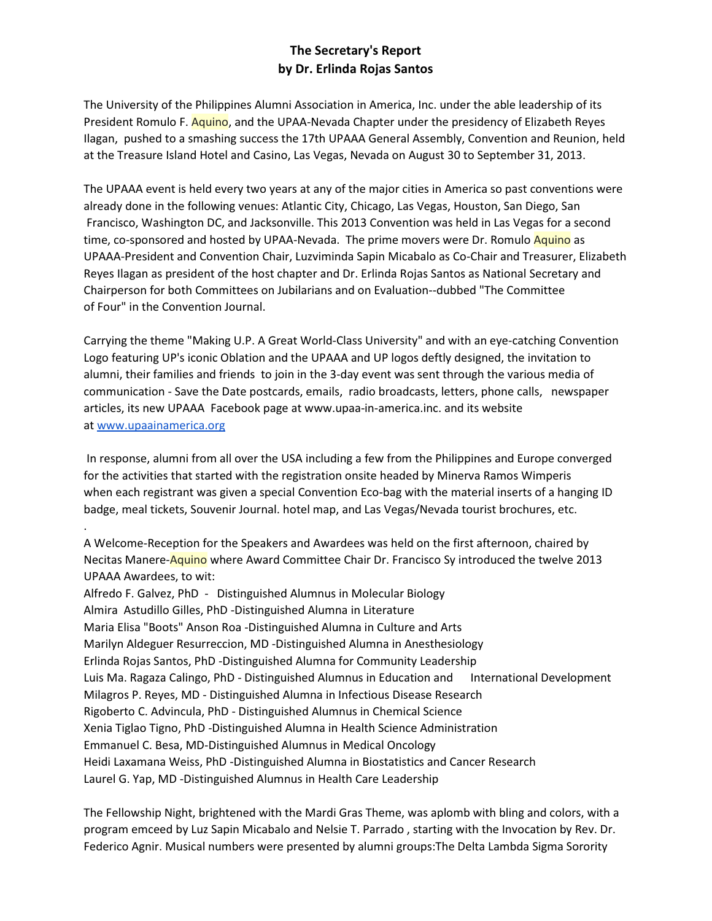**The Secretary's Report**
**by Dr. Erlinda Rojas Santos**

The University of the Philippines Alumni Association in America, Inc. under the able leadership of its President Romulo F. Aquino, and the UPAA-Nevada Chapter under the presidency of Elizabeth Reyes Ilagan, pushed to a smashing success the 17th UPAAA General Assembly, Convention and Reunion, held at the Treasure Island Hotel and Casino, Las Vegas, Nevada on August 30 to September 31, 2013.

The UPAAA event is held every two years at any of the major cities in America so past conventions were already done in the following venues: Atlantic City, Chicago, Las Vegas, Houston, San Diego, San Francisco, Washington DC, and Jacksonville. This 2013 Convention was held in Las Vegas for a second time, co-sponsored and hosted by UPAA-Nevada. The prime movers were Dr. Romulo Aquino as UPAAA-President and Convention Chair, Luzviminda Sapin Micabalo as Co-Chair and Treasurer, Elizabeth Reyes Ilagan as president of the host chapter and Dr. Erlinda Rojas Santos as National Secretary and Chairperson for both Committees on Jubilarians and on Evaluation--dubbed "The Committee of Four" in the Convention Journal.

Carrying the theme "Making U.P. A Great World-Class University" and with an eye-catching Convention Logo featuring UP's iconic Oblation and the UPAAA and UP logos deftly designed, the invitation to alumni, their families and friends to join in the 3-day event was sent through the various media of communication - Save the Date postcards, emails, radio broadcasts, letters, phone calls, newspaper articles, its new UPAAA Facebook page at www.upaa-in-america.inc. and its website at www.upaainamerica.org

In response, alumni from all over the USA including a few from the Philippines and Europe converged for the activities that started with the registration onsite headed by Minerva Ramos Wimperis when each registrant was given a special Convention Eco-bag with the material inserts of a hanging ID badge, meal tickets, Souvenir Journal. hotel map, and Las Vegas/Nevada tourist brochures, etc.

.

A Welcome-Reception for the Speakers and Awardees was held on the first afternoon, chaired by Necitas Manere-Aquino where Award Committee Chair Dr. Francisco Sy introduced the twelve 2013 UPAAA Awardees, to wit:

Alfredo F. Galvez, PhD - Distinguished Alumnus in Molecular Biology
Almira Astudillo Gilles, PhD -Distinguished Alumna in Literature
Maria Elisa "Boots" Anson Roa -Distinguished Alumna in Culture and Arts
Marilyn Aldeguer Resurreccion, MD -Distinguished Alumna in Anesthesiology
Erlinda Rojas Santos, PhD -Distinguished Alumna for Community Leadership
Luis Ma. Ragaza Calingo, PhD - Distinguished Alumnus in Education and International Development
Milagros P. Reyes, MD - Distinguished Alumna in Infectious Disease Research
Rigoberto C. Advincula, PhD - Distinguished Alumnus in Chemical Science
Xenia Tiglao Tigno, PhD -Distinguished Alumna in Health Science Administration
Emmanuel C. Besa, MD-Distinguished Alumnus in Medical Oncology
Heidi Laxamana Weiss, PhD -Distinguished Alumna in Biostatistics and Cancer Research
Laurel G. Yap, MD -Distinguished Alumnus in Health Care Leadership

The Fellowship Night, brightened with the Mardi Gras Theme, was aplomb with bling and colors, with a program emceed by Luz Sapin Micabalo and Nelsie T. Parrado , starting with the Invocation by Rev. Dr. Federico Agnir. Musical numbers were presented by alumni groups:The Delta Lambda Sigma Sorority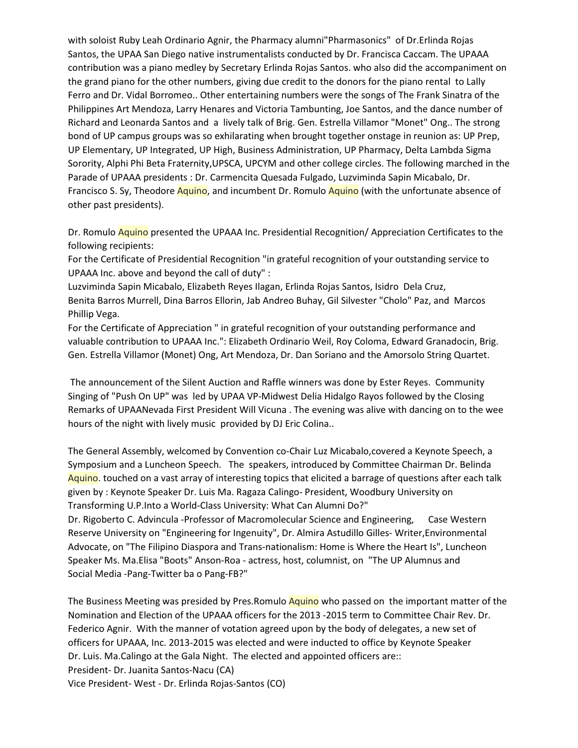with soloist Ruby Leah Ordinario Agnir, the Pharmacy alumni"Pharmasonics" of Dr.Erlinda Rojas Santos, the UPAA San Diego native instrumentalists conducted by Dr. Francisca Caccam. The UPAAA contribution was a piano medley by Secretary Erlinda Rojas Santos. who also did the accompaniment on the grand piano for the other numbers, giving due credit to the donors for the piano rental to Lally Ferro and Dr. Vidal Borromeo.. Other entertaining numbers were the songs of The Frank Sinatra of the Philippines Art Mendoza, Larry Henares and Victoria Tambunting, Joe Santos, and the dance number of Richard and Leonarda Santos and a lively talk of Brig. Gen. Estrella Villamor "Monet" Ong.. The strong bond of UP campus groups was so exhilarating when brought together onstage in reunion as: UP Prep, UP Elementary, UP Integrated, UP High, Business Administration, UP Pharmacy, Delta Lambda Sigma Sorority, Alphi Phi Beta Fraternity,UPSCA, UPCYM and other college circles. The following marched in the Parade of UPAAA presidents : Dr. Carmencita Quesada Fulgado, Luzviminda Sapin Micabalo, Dr. Francisco S. Sy, Theodore Aquino, and incumbent Dr. Romulo Aquino (with the unfortunate absence of other past presidents).

Dr. Romulo Aquino presented the UPAAA Inc. Presidential Recognition/ Appreciation Certificates to the following recipients:
For the Certificate of Presidential Recognition "in grateful recognition of your outstanding service to UPAAA Inc. above and beyond the call of duty" :
Luzviminda Sapin Micabalo, Elizabeth Reyes Ilagan, Erlinda Rojas Santos, Isidro Dela Cruz, Benita Barros Murrell, Dina Barros Ellorin, Jab Andreo Buhay, Gil Silvester "Cholo" Paz, and Marcos Phillip Vega.
For the Certificate of Appreciation " in grateful recognition of your outstanding performance and valuable contribution to UPAAA Inc.": Elizabeth Ordinario Weil, Roy Coloma, Edward Granadocin, Brig. Gen. Estrella Villamor (Monet) Ong, Art Mendoza, Dr. Dan Soriano and the Amorsolo String Quartet.

The announcement of the Silent Auction and Raffle winners was done by Ester Reyes. Community Singing of "Push On UP" was led by UPAA VP-Midwest Delia Hidalgo Rayos followed by the Closing Remarks of UPAANevada First President Will Vicuna . The evening was alive with dancing on to the wee hours of the night with lively music provided by DJ Eric Colina..

The General Assembly, welcomed by Convention co-Chair Luz Micabalo,covered a Keynote Speech, a Symposium and a Luncheon Speech. The speakers, introduced by Committee Chairman Dr. Belinda Aquino. touched on a vast array of interesting topics that elicited a barrage of questions after each talk given by : Keynote Speaker Dr. Luis Ma. Ragaza Calingo- President, Woodbury University on Transforming U.P.Into a World-Class University: What Can Alumni Do?"
Dr. Rigoberto C. Advincula -Professor of Macromolecular Science and Engineering, Case Western Reserve University on "Engineering for Ingenuity", Dr. Almira Astudillo Gilles- Writer,Environmental Advocate, on "The Filipino Diaspora and Trans-nationalism: Home is Where the Heart Is", Luncheon Speaker Ms. Ma.Elisa "Boots" Anson-Roa - actress, host, columnist, on "The UP Alumnus and Social Media -Pang-Twitter ba o Pang-FB?"

The Business Meeting was presided by Pres.Romulo Aquino who passed on the important matter of the Nomination and Election of the UPAAA officers for the 2013 -2015 term to Committee Chair Rev. Dr. Federico Agnir. With the manner of votation agreed upon by the body of delegates, a new set of officers for UPAAA, Inc. 2013-2015 was elected and were inducted to office by Keynote Speaker Dr. Luis. Ma.Calingo at the Gala Night. The elected and appointed officers are::
President- Dr. Juanita Santos-Nacu (CA)
Vice President- West - Dr. Erlinda Rojas-Santos (CO)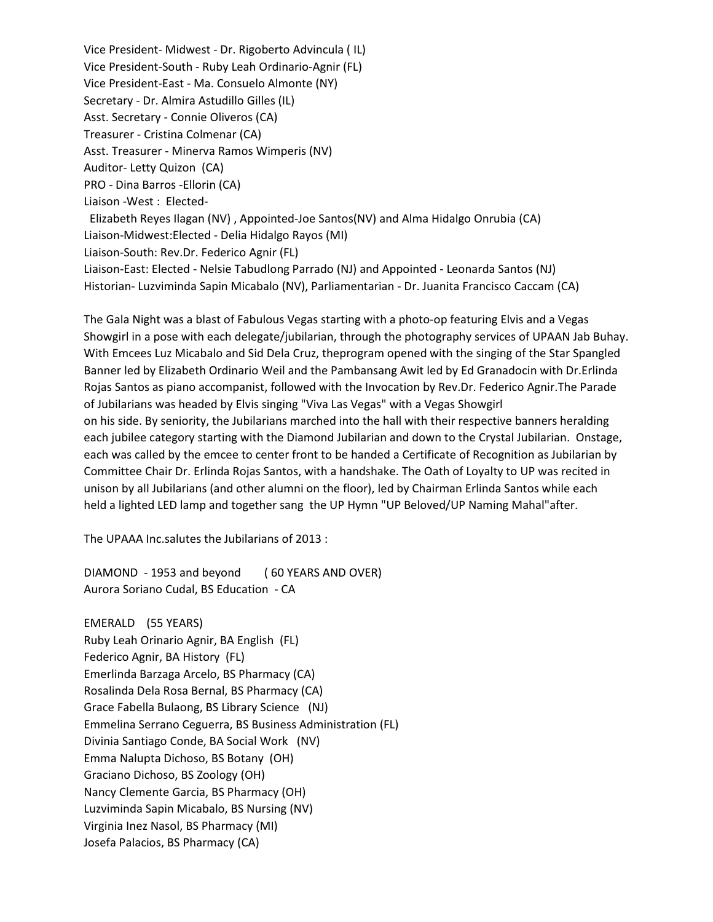Vice President- Midwest - Dr. Rigoberto Advincula ( IL)
Vice President-South - Ruby Leah Ordinario-Agnir (FL)
Vice President-East - Ma. Consuelo Almonte (NY)
Secretary - Dr. Almira Astudillo Gilles (IL)
Asst. Secretary - Connie Oliveros (CA)
Treasurer - Cristina Colmenar (CA)
Asst. Treasurer - Minerva Ramos Wimperis (NV)
Auditor- Letty Quizon (CA)
PRO - Dina Barros -Ellorin (CA)
Liaison -West : Elected-
Elizabeth Reyes Ilagan (NV) , Appointed-Joe Santos(NV) and Alma Hidalgo Onrubia (CA)
Liaison-Midwest:Elected - Delia Hidalgo Rayos (MI)
Liaison-South: Rev.Dr. Federico Agnir (FL)
Liaison-East: Elected - Nelsie Tabudlong Parrado (NJ) and Appointed - Leonarda Santos (NJ)
Historian- Luzviminda Sapin Micabalo (NV), Parliamentarian - Dr. Juanita Francisco Caccam (CA)

The Gala Night was a blast of Fabulous Vegas starting with a photo-op featuring Elvis and a Vegas Showgirl in a pose with each delegate/jubilarian, through the photography services of UPAAN Jab Buhay. With Emcees Luz Micabalo and Sid Dela Cruz, theprogram opened with the singing of the Star Spangled Banner led by Elizabeth Ordinario Weil and the Pambansang Awit led by Ed Granadocin with Dr.Erlinda Rojas Santos as piano accompanist, followed with the Invocation by Rev.Dr. Federico Agnir.The Parade of Jubilarians was headed by Elvis singing "Viva Las Vegas" with a Vegas Showgirl on his side. By seniority, the Jubilarians marched into the hall with their respective banners heralding each jubilee category starting with the Diamond Jubilarian and down to the Crystal Jubilarian. Onstage, each was called by the emcee to center front to be handed a Certificate of Recognition as Jubilarian by Committee Chair Dr. Erlinda Rojas Santos, with a handshake. The Oath of Loyalty to UP was recited in unison by all Jubilarians (and other alumni on the floor), led by Chairman Erlinda Santos while each held a lighted LED lamp and together sang the UP Hymn "UP Beloved/UP Naming Mahal"after.

The UPAAA Inc.salutes the Jubilarians of 2013 :

DIAMOND - 1953 and beyond ( 60 YEARS AND OVER)
Aurora Soriano Cudal, BS Education - CA

EMERALD (55 YEARS)
Ruby Leah Orinario Agnir, BA English (FL)
Federico Agnir, BA History (FL)
Emerlinda Barzaga Arcelo, BS Pharmacy (CA)
Rosalinda Dela Rosa Bernal, BS Pharmacy (CA)
Grace Fabella Bulaong, BS Library Science (NJ)
Emmelina Serrano Ceguerra, BS Business Administration (FL)
Divinia Santiago Conde, BA Social Work (NV)
Emma Nalupta Dichoso, BS Botany (OH)
Graciano Dichoso, BS Zoology (OH)
Nancy Clemente Garcia, BS Pharmacy (OH)
Luzviminda Sapin Micabalo, BS Nursing (NV)
Virginia Inez Nasol, BS Pharmacy (MI)
Josefa Palacios, BS Pharmacy (CA)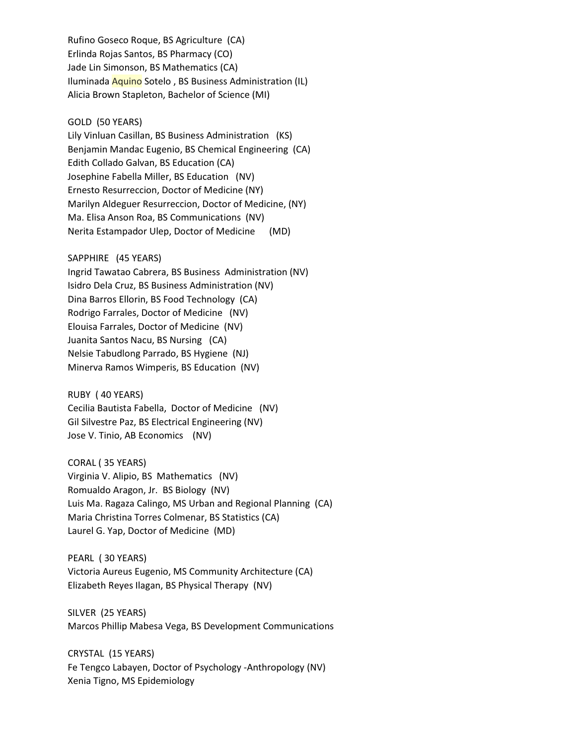Rufino Goseco Roque, BS Agriculture (CA)
Erlinda Rojas Santos, BS Pharmacy (CO)
Jade Lin Simonson, BS Mathematics (CA)
Iluminada Aquino Sotelo , BS Business Administration (IL)
Alicia Brown Stapleton, Bachelor of Science (MI)

GOLD (50 YEARS)
Lily Vinluan Casillan, BS Business Administration (KS)
Benjamin Mandac Eugenio, BS Chemical Engineering (CA)
Edith Collado Galvan, BS Education (CA)
Josephine Fabella Miller, BS Education (NV)
Ernesto Resurreccion, Doctor of Medicine (NY)
Marilyn Aldeguer Resurreccion, Doctor of Medicine, (NY)
Ma. Elisa Anson Roa, BS Communications (NV)
Nerita Estampador Ulep, Doctor of Medicine (MD)

SAPPHIRE (45 YEARS)
Ingrid Tawatao Cabrera, BS Business Administration (NV)
Isidro Dela Cruz, BS Business Administration (NV)
Dina Barros Ellorin, BS Food Technology (CA)
Rodrigo Farrales, Doctor of Medicine (NV)
Elouisa Farrales, Doctor of Medicine (NV)
Juanita Santos Nacu, BS Nursing (CA)
Nelsie Tabudlong Parrado, BS Hygiene (NJ)
Minerva Ramos Wimperis, BS Education (NV)

RUBY ( 40 YEARS)
Cecilia Bautista Fabella, Doctor of Medicine (NV)
Gil Silvestre Paz, BS Electrical Engineering (NV)
Jose V. Tinio, AB Economics (NV)

CORAL ( 35 YEARS)
Virginia V. Alipio, BS Mathematics (NV)
Romualdo Aragon, Jr. BS Biology (NV)
Luis Ma. Ragaza Calingo, MS Urban and Regional Planning (CA)
Maria Christina Torres Colmenar, BS Statistics (CA)
Laurel G. Yap, Doctor of Medicine (MD)

PEARL ( 30 YEARS)
Victoria Aureus Eugenio, MS Community Architecture (CA)
Elizabeth Reyes Ilagan, BS Physical Therapy (NV)

SILVER (25 YEARS)
Marcos Phillip Mabesa Vega, BS Development Communications

CRYSTAL (15 YEARS)
Fe Tengco Labayen, Doctor of Psychology -Anthropology (NV)
Xenia Tigno, MS Epidemiology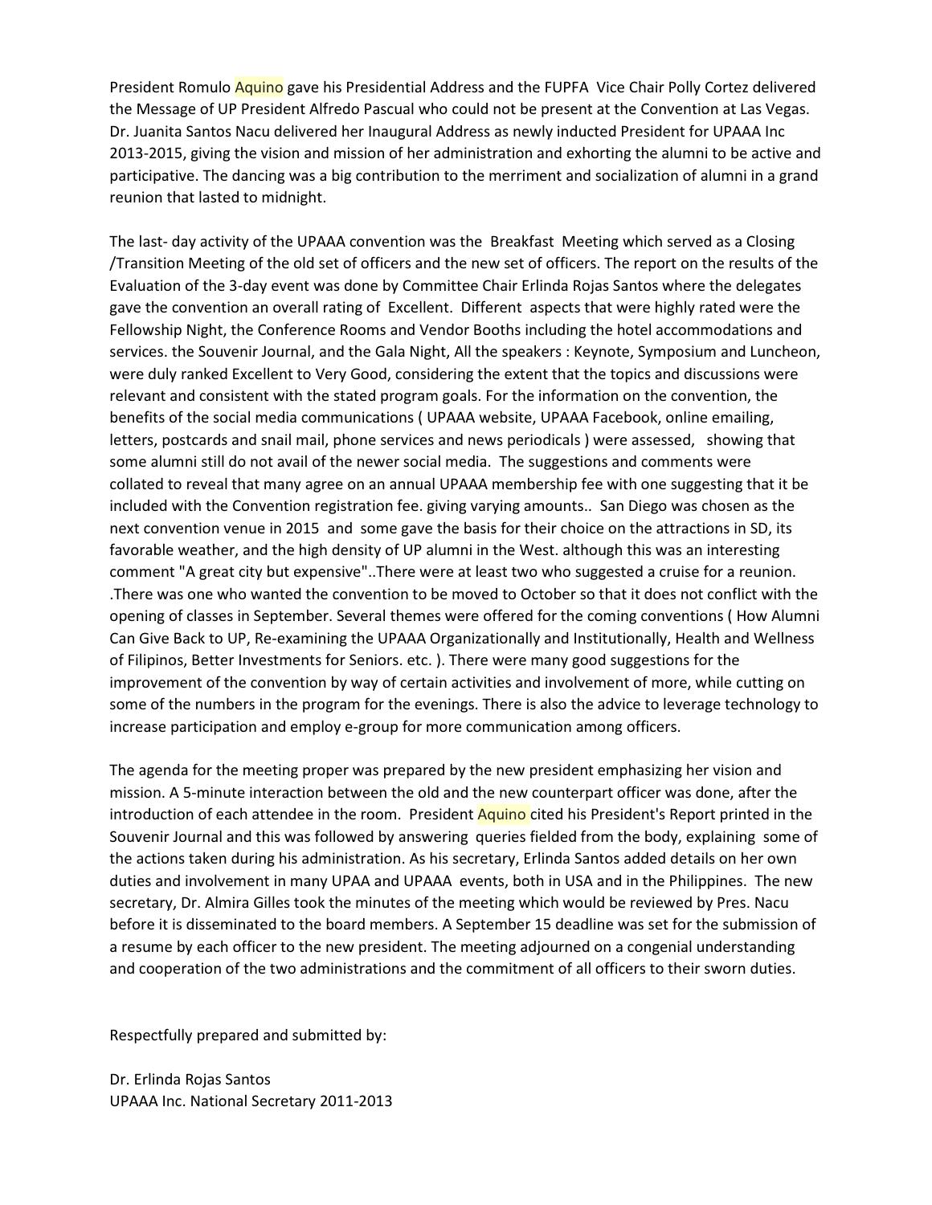President Romulo Aquino gave his Presidential Address and the FUPFA Vice Chair Polly Cortez delivered the Message of UP President Alfredo Pascual who could not be present at the Convention at Las Vegas. Dr. Juanita Santos Nacu delivered her Inaugural Address as newly inducted President for UPAAA Inc 2013-2015, giving the vision and mission of her administration and exhorting the alumni to be active and participative. The dancing was a big contribution to the merriment and socialization of alumni in a grand reunion that lasted to midnight.

The last- day activity of the UPAAA convention was the Breakfast Meeting which served as a Closing /Transition Meeting of the old set of officers and the new set of officers. The report on the results of the Evaluation of the 3-day event was done by Committee Chair Erlinda Rojas Santos where the delegates gave the convention an overall rating of Excellent. Different aspects that were highly rated were the Fellowship Night, the Conference Rooms and Vendor Booths including the hotel accommodations and services. the Souvenir Journal, and the Gala Night, All the speakers : Keynote, Symposium and Luncheon, were duly ranked Excellent to Very Good, considering the extent that the topics and discussions were relevant and consistent with the stated program goals. For the information on the convention, the benefits of the social media communications ( UPAAA website, UPAAA Facebook, online emailing, letters, postcards and snail mail, phone services and news periodicals ) were assessed, showing that some alumni still do not avail of the newer social media. The suggestions and comments were collated to reveal that many agree on an annual UPAAA membership fee with one suggesting that it be included with the Convention registration fee. giving varying amounts.. San Diego was chosen as the next convention venue in 2015 and some gave the basis for their choice on the attractions in SD, its favorable weather, and the high density of UP alumni in the West. although this was an interesting comment "A great city but expensive"..There were at least two who suggested a cruise for a reunion. .There was one who wanted the convention to be moved to October so that it does not conflict with the opening of classes in September. Several themes were offered for the coming conventions ( How Alumni Can Give Back to UP, Re-examining the UPAAA Organizationally and Institutionally, Health and Wellness of Filipinos, Better Investments for Seniors. etc. ). There were many good suggestions for the improvement of the convention by way of certain activities and involvement of more, while cutting on some of the numbers in the program for the evenings. There is also the advice to leverage technology to increase participation and employ e-group for more communication among officers.

The agenda for the meeting proper was prepared by the new president emphasizing her vision and mission. A 5-minute interaction between the old and the new counterpart officer was done, after the introduction of each attendee in the room. President Aquino cited his President's Report printed in the Souvenir Journal and this was followed by answering queries fielded from the body, explaining some of the actions taken during his administration. As his secretary, Erlinda Santos added details on her own duties and involvement in many UPAA and UPAAA events, both in USA and in the Philippines. The new secretary, Dr. Almira Gilles took the minutes of the meeting which would be reviewed by Pres. Nacu before it is disseminated to the board members. A September 15 deadline was set for the submission of a resume by each officer to the new president. The meeting adjourned on a congenial understanding and cooperation of the two administrations and the commitment of all officers to their sworn duties.

Respectfully prepared and submitted by:

Dr. Erlinda Rojas Santos
UPAAA Inc. National Secretary 2011-2013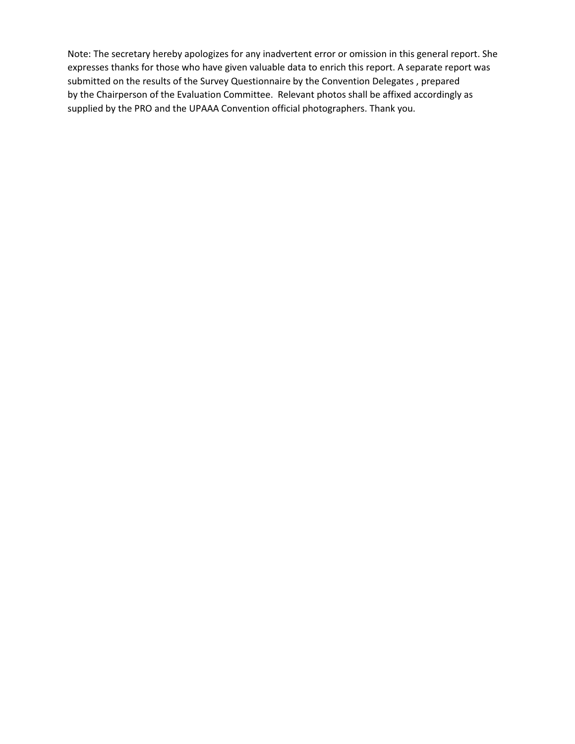Note: The secretary hereby apologizes for any inadvertent error or omission in this general report. She expresses thanks for those who have given valuable data to enrich this report. A separate report was submitted on the results of the Survey Questionnaire by the Convention Delegates , prepared by the Chairperson of the Evaluation Committee. Relevant photos shall be affixed accordingly as supplied by the PRO and the UPAAA Convention official photographers. Thank you.